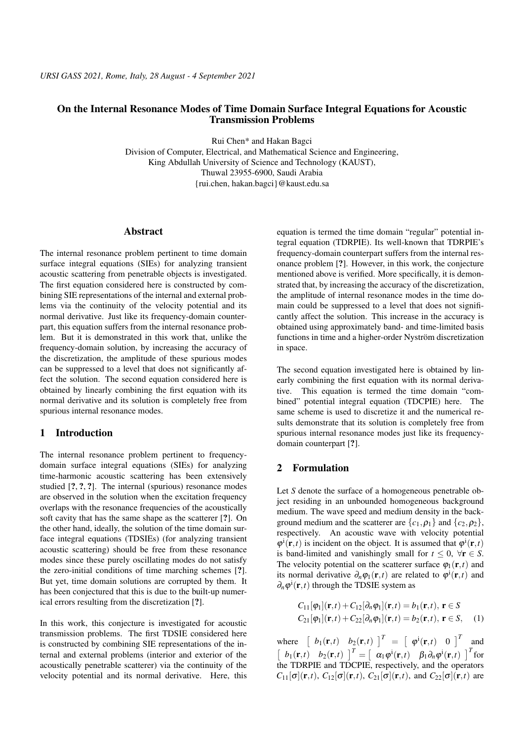*URSI GASS 2021, Rome, Italy, 28 August - 4 September 2021*

# On the Internal Resonance Modes of Time Domain Surface Integral Equations for Acoustic Transmission Problems

Rui Chen* and Hakan Bagci
Division of Computer, Electrical, and Mathematical Science and Engineering,
King Abdullah University of Science and Technology (KAUST),
Thuwal 23955-6900, Saudi Arabia
{rui.chen, hakan.bagci}@kaust.edu.sa

## Abstract

The internal resonance problem pertinent to time domain surface integral equations (SIEs) for analyzing transient acoustic scattering from penetrable objects is investigated. The first equation considered here is constructed by combining SIE representations of the internal and external problems via the continuity of the velocity potential and its normal derivative. Just like its frequency-domain counterpart, this equation suffers from the internal resonance problem. But it is demonstrated in this work that, unlike the frequency-domain solution, by increasing the accuracy of the discretization, the amplitude of these spurious modes can be suppressed to a level that does not significantly affect the solution. The second equation considered here is obtained by linearly combining the first equation with its normal derivative and its solution is completely free from spurious internal resonance modes.

## 1 Introduction

The internal resonance problem pertinent to frequency-domain surface integral equations (SIEs) for analyzing time-harmonic acoustic scattering has been extensively studied [?, ?, ?]. The internal (spurious) resonance modes are observed in the solution when the excitation frequency overlaps with the resonance frequencies of the acoustically soft cavity that has the same shape as the scatterer [?]. On the other hand, ideally, the solution of the time domain surface integral equations (TDSIEs) (for analyzing transient acoustic scattering) should be free from these resonance modes since these purely oscillating modes do not satisfy the zero-initial conditions of time marching schemes [?]. But yet, time domain solutions are corrupted by them. It has been conjectured that this is due to the built-up numerical errors resulting from the discretization [?].

In this work, this conjecture is investigated for acoustic transmission problems. The first TDSIE considered here is constructed by combining SIE representations of the internal and external problems (interior and exterior of the acoustically penetrable scatterer) via the continuity of the velocity potential and its normal derivative. Here, this equation is termed the time domain "regular" potential integral equation (TDRPIE). Its well-known that TDRPIE's frequency-domain counterpart suffers from the internal resonance problem [?]. However, in this work, the conjecture mentioned above is verified. More specifically, it is demonstrated that, by increasing the accuracy of the discretization, the amplitude of internal resonance modes in the time domain could be suppressed to a level that does not significantly affect the solution. This increase in the accuracy is obtained using approximately band- and time-limited basis functions in time and a higher-order Nyström discretization in space.

The second equation investigated here is obtained by linearly combining the first equation with its normal derivative. This equation is termed the time domain "combined" potential integral equation (TDCPIE) here. The same scheme is used to discretize it and the numerical results demonstrate that its solution is completely free from spurious internal resonance modes just like its frequency-domain counterpart [?].

## 2 Formulation

Let $S$ denote the surface of a homogeneous penetrable object residing in an unbounded homogeneous background medium. The wave speed and medium density in the background medium and the scatterer are $\{c_1, \rho_1\}$ and $\{c_2, \rho_2\}$, respectively. An acoustic wave with velocity potential $\varphi^{\mathrm{i}}(\mathbf{r},t)$ is incident on the object. It is assumed that $\varphi^{\mathrm{i}}(\mathbf{r},t)$ is band-limited and vanishingly small for $t \leq 0$, $\forall \mathbf{r} \in S$. The velocity potential on the scatterer surface $\varphi_1(\mathbf{r},t)$ and its normal derivative $\partial_n \varphi_1(\mathbf{r},t)$ are related to $\varphi^{\mathrm{i}}(\mathbf{r},t)$ and $\partial_n \varphi^{\mathrm{i}}(\mathbf{r},t)$ through the TDSIE system as

$$
\begin{aligned}
C_{11}[\varphi_1](\mathbf{r},t) + C_{12}[\partial_n \varphi_1](\mathbf{r},t) &= b_1(\mathbf{r},t),\ \mathbf{r} \in S \\
C_{21}[\varphi_1](\mathbf{r},t) + C_{22}[\partial_n \varphi_1](\mathbf{r},t) &= b_2(\mathbf{r},t),\ \mathbf{r} \in S,
\end{aligned}
\tag{1}
$$

where $\begin{bmatrix} b_1(\mathbf{r},t) & b_2(\mathbf{r},t) \end{bmatrix}^T = \begin{bmatrix} \varphi^{\mathrm{i}}(\mathbf{r},t) & 0 \end{bmatrix}^T$ and $\begin{bmatrix} b_1(\mathbf{r},t) & b_2(\mathbf{r},t) \end{bmatrix}^T = \begin{bmatrix} \alpha_1 \varphi^{\mathrm{i}}(\mathbf{r},t) & \beta_1 \partial_n \varphi^{\mathrm{i}}(\mathbf{r},t) \end{bmatrix}^T$ for the TDRPIE and TDCPIE, respectively, and the operators $C_{11}[\sigma](\mathbf{r},t)$, $C_{12}[\sigma](\mathbf{r},t)$, $C_{21}[\sigma](\mathbf{r},t)$, and $C_{22}[\sigma](\mathbf{r},t)$ are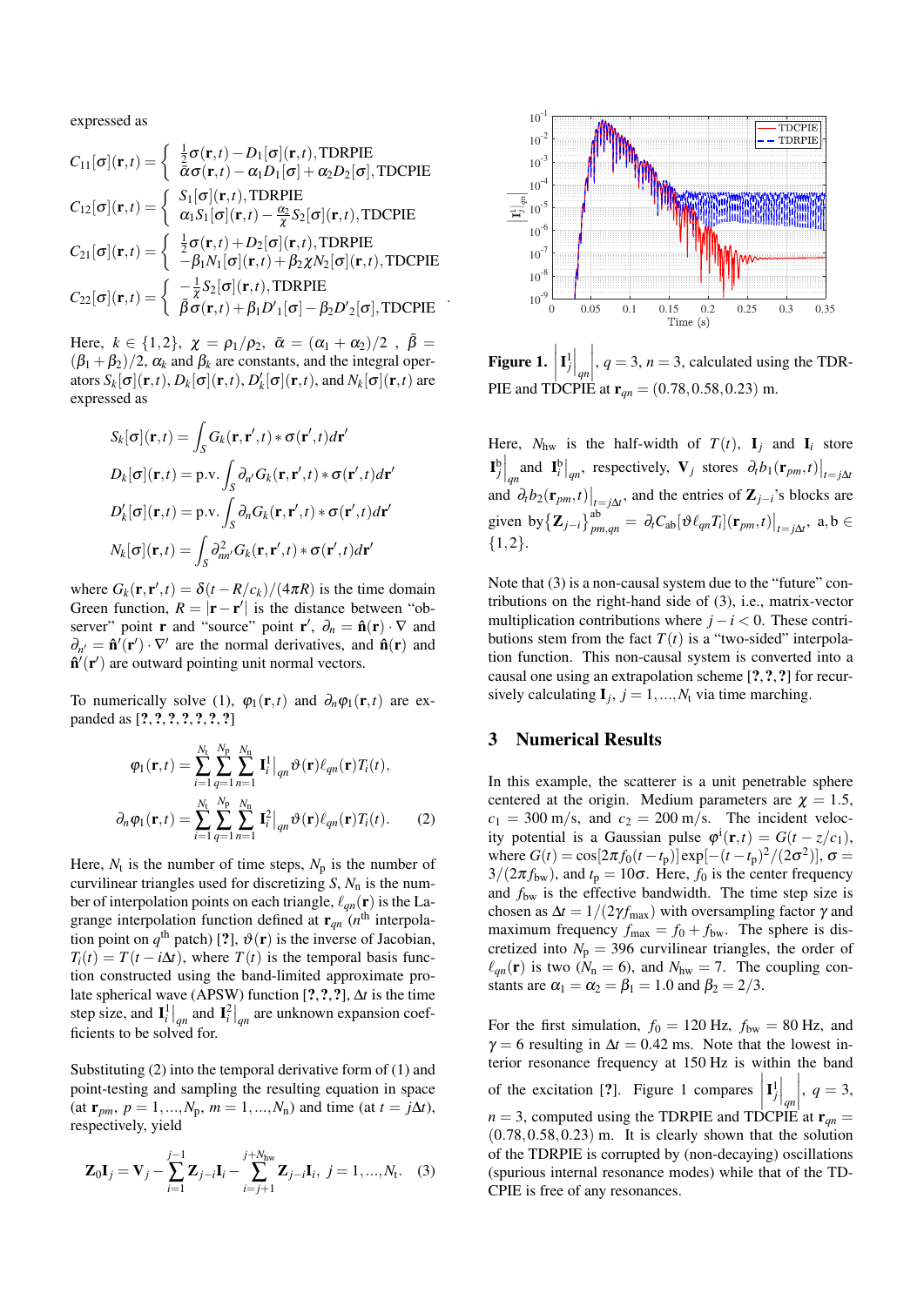expressed as

$$C_{11}[\sigma](\mathbf{r},t) = \begin{cases} \frac{1}{2}\sigma(\mathbf{r},t) - D_1[\sigma](\mathbf{r},t), \text{TDRPIE} \\ \bar{\alpha}\sigma(\mathbf{r},t) - \alpha_1 D_1[\sigma] + \alpha_2 D_2[\sigma], \text{TDCPIE} \end{cases}$$

$$C_{12}[\sigma](\mathbf{r},t) = \begin{cases} S_1[\sigma](\mathbf{r},t), \text{TDRPIE} \\ \alpha_1 S_1[\sigma](\mathbf{r},t) - \frac{\alpha_2}{\chi} S_2[\sigma](\mathbf{r},t), \text{TDCPIE} \end{cases}$$

$$C_{21}[\sigma](\mathbf{r},t) = \begin{cases} \frac{1}{2}\sigma(\mathbf{r},t) + D_2[\sigma](\mathbf{r},t), \text{TDRPIE} \\ -\beta_1 N_1[\sigma](\mathbf{r},t) + \beta_2 \chi N_2[\sigma](\mathbf{r},t), \text{TDCPIE} \end{cases}$$

$$C_{22}[\sigma](\mathbf{r},t) = \begin{cases} -\frac{1}{\chi} S_2[\sigma](\mathbf{r},t), \text{TDRPIE} \\ \bar{\beta}\sigma(\mathbf{r},t) + \beta_1 D'_1[\sigma] - \beta_2 D'_2[\sigma], \text{TDCPIE} \end{cases} .$$

Here, $k \in \{1,2\}$, $\chi = \rho_1/\rho_2$, $\bar{\alpha} = (\alpha_1 + \alpha_2)/2$ , $\bar{\beta} = (\beta_1 + \beta_2)/2$, $\alpha_k$ and $\beta_k$ are constants, and the integral operators $S_k[\sigma](\mathbf{r},t)$, $D_k[\sigma](\mathbf{r},t)$, $D'_k[\sigma](\mathbf{r},t)$, and $N_k[\sigma](\mathbf{r},t)$ are expressed as

$$S_k[\sigma](\mathbf{r},t) = \int_S G_k(\mathbf{r},\mathbf{r}',t) * \sigma(\mathbf{r}',t) d\mathbf{r}'$$

$$D_k[\sigma](\mathbf{r},t) = \text{p.v.} \int_S \partial_{n'} G_k(\mathbf{r},\mathbf{r}',t) * \sigma(\mathbf{r}',t) d\mathbf{r}'$$

$$D'_k[\sigma](\mathbf{r},t) = \text{p.v.} \int_S \partial_n G_k(\mathbf{r},\mathbf{r}',t) * \sigma(\mathbf{r}',t) d\mathbf{r}'$$

$$N_k[\sigma](\mathbf{r},t) = \int_S \partial^2_{nn'} G_k(\mathbf{r},\mathbf{r}',t) * \sigma(\mathbf{r}',t) d\mathbf{r}'$$

where $G_k(\mathbf{r},\mathbf{r}',t) = \delta(t - R/c_k)/(4\pi R)$ is the time domain Green function, $R = |\mathbf{r} - \mathbf{r}'|$ is the distance between "observer" point $\mathbf{r}$ and "source" point $\mathbf{r}'$, $\partial_n = \hat{\mathbf{n}}(\mathbf{r}) \cdot \nabla$ and $\partial_{n'} = \hat{\mathbf{n}}'(\mathbf{r}') \cdot \nabla'$ are the normal derivatives, and $\hat{\mathbf{n}}(\mathbf{r})$ and $\hat{\mathbf{n}}'(\mathbf{r}')$ are outward pointing unit normal vectors.

To numerically solve (1), $\varphi_1(\mathbf{r},t)$ and $\partial_n \varphi_1(\mathbf{r},t)$ are expanded as [?, ?, ?, ?, ?, ?, ?]

$$\varphi_1(\mathbf{r},t) = \sum_{i=1}^{N_t} \sum_{q=1}^{N_p} \sum_{n=1}^{N_n} \mathbf{I}_i^1\big|_{qn} \vartheta(\mathbf{r}) \ell_{qn}(\mathbf{r}) T_i(t),$$

$$\partial_n \varphi_1(\mathbf{r},t) = \sum_{i=1}^{N_t} \sum_{q=1}^{N_p} \sum_{n=1}^{N_n} \mathbf{I}_i^2\big|_{qn} \vartheta(\mathbf{r}) \ell_{qn}(\mathbf{r}) T_i(t). \quad (2)$$

Here, $N_t$ is the number of time steps, $N_p$ is the number of curvilinear triangles used for discretizing $S$, $N_n$ is the number of interpolation points on each triangle, $\ell_{qn}(\mathbf{r})$ is the Lagrange interpolation function defined at $\mathbf{r}_{qn}$ ($n^{\text{th}}$ interpolation point on $q^{\text{th}}$ patch) [?], $\vartheta(\mathbf{r})$ is the inverse of Jacobian, $T_i(t) = T(t - i\Delta t)$, where $T(t)$ is the temporal basis function constructed using the band-limited approximate prolate spherical wave (APSW) function [?, ?, ?], $\Delta t$ is the time step size, and $\mathbf{I}_i^1\big|_{qn}$ and $\mathbf{I}_i^2\big|_{qn}$ are unknown expansion coefficients to be solved for.

Substituting (2) into the temporal derivative form of (1) and point-testing and sampling the resulting equation in space (at $\mathbf{r}_{pm}$, $p = 1,\ldots,N_p$, $m = 1,\ldots,N_n$) and time (at $t = j\Delta t$), respectively, yield

$$\mathbf{Z}_0 \mathbf{I}_j = \mathbf{V}_j - \sum_{i=1}^{j-1} \mathbf{Z}_{j-i} \mathbf{I}_i - \sum_{i=j+1}^{j+N_{\text{hw}}} \mathbf{Z}_{j-i} \mathbf{I}_i, \ j = 1,\ldots,N_t. \quad (3)$$

**Figure 1.** $\left|\mathbf{I}_j^1\big|_{qn}\right|$, $q = 3$, $n = 3$, calculated using the TDRPIE and TDCPIE at $\mathbf{r}_{qn} = (0.78, 0.58, 0.23)$ m.

Here, $N_{\text{hw}}$ is the half-width of $T(t)$, $\mathbf{I}_j$ and $\mathbf{I}_i$ store $\mathbf{I}_j^b\big|_{qn}$ and $\mathbf{I}_i^b\big|_{qn}$, respectively, $\mathbf{V}_j$ stores $\partial_t b_1(\mathbf{r}_{pm},t)\big|_{t=j\Delta t}$ and $\partial_t b_2(\mathbf{r}_{pm},t)\big|_{t=j\Delta t}$, and the entries of $\mathbf{Z}_{j-i}$'s blocks are given by $\{\mathbf{Z}_{j-i}\}_{pm,qn}^{\text{ab}} = \partial_t C_{\text{ab}}[\vartheta \ell_{qn} T_i](\mathbf{r}_{pm},t)\big|_{t=j\Delta t}$, $\text{a},\text{b} \in \{1,2\}$.

Note that (3) is a non-causal system due to the "future" contributions on the right-hand side of (3), i.e., matrix-vector multiplication contributions where $j - i < 0$. These contributions stem from the fact $T(t)$ is a "two-sided" interpolation function. This non-causal system is converted into a causal one using an extrapolation scheme [?, ?, ?] for recursively calculating $\mathbf{I}_j$, $j = 1,\ldots,N_t$ via time marching.

## 3 Numerical Results

In this example, the scatterer is a unit penetrable sphere centered at the origin. Medium parameters are $\chi = 1.5$, $c_1 = 300$ m/s, and $c_2 = 200$ m/s. The incident velocity potential is a Gaussian pulse $\varphi^{\text{i}}(\mathbf{r},t) = G(t - z/c_1)$, where $G(t) = \cos[2\pi f_0(t - t_p)] \exp[-(t - t_p)^2/(2\sigma^2)]$, $\sigma = 3/(2\pi f_{\text{bw}})$, and $t_p = 10\sigma$. Here, $f_0$ is the center frequency and $f_{\text{bw}}$ is the effective bandwidth. The time step size is chosen as $\Delta t = 1/(2\gamma f_{\max})$ with oversampling factor $\gamma$ and maximum frequency $f_{\max} = f_0 + f_{\text{bw}}$. The sphere is discretized into $N_p = 396$ curvilinear triangles, the order of $\ell_{qn}(\mathbf{r})$ is two ($N_n = 6$), and $N_{\text{hw}} = 7$. The coupling constants are $\alpha_1 = \alpha_2 = \beta_1 = 1.0$ and $\beta_2 = 2/3$.

For the first simulation, $f_0 = 120$ Hz, $f_{\text{bw}} = 80$ Hz, and $\gamma = 6$ resulting in $\Delta t = 0.42$ ms. Note that the lowest interior resonance frequency at 150 Hz is within the band of the excitation [?]. Figure 1 compares $\left|\mathbf{I}_j^1\big|_{qn}\right|$, $q = 3$, $n = 3$, computed using the TDRPIE and TDCPIE at $\mathbf{r}_{qn} = (0.78, 0.58, 0.23)$ m. It is clearly shown that the solution of the TDRPIE is corrupted by (non-decaying) oscillations (spurious internal resonance modes) while that of the TDCPIE is free of any resonances.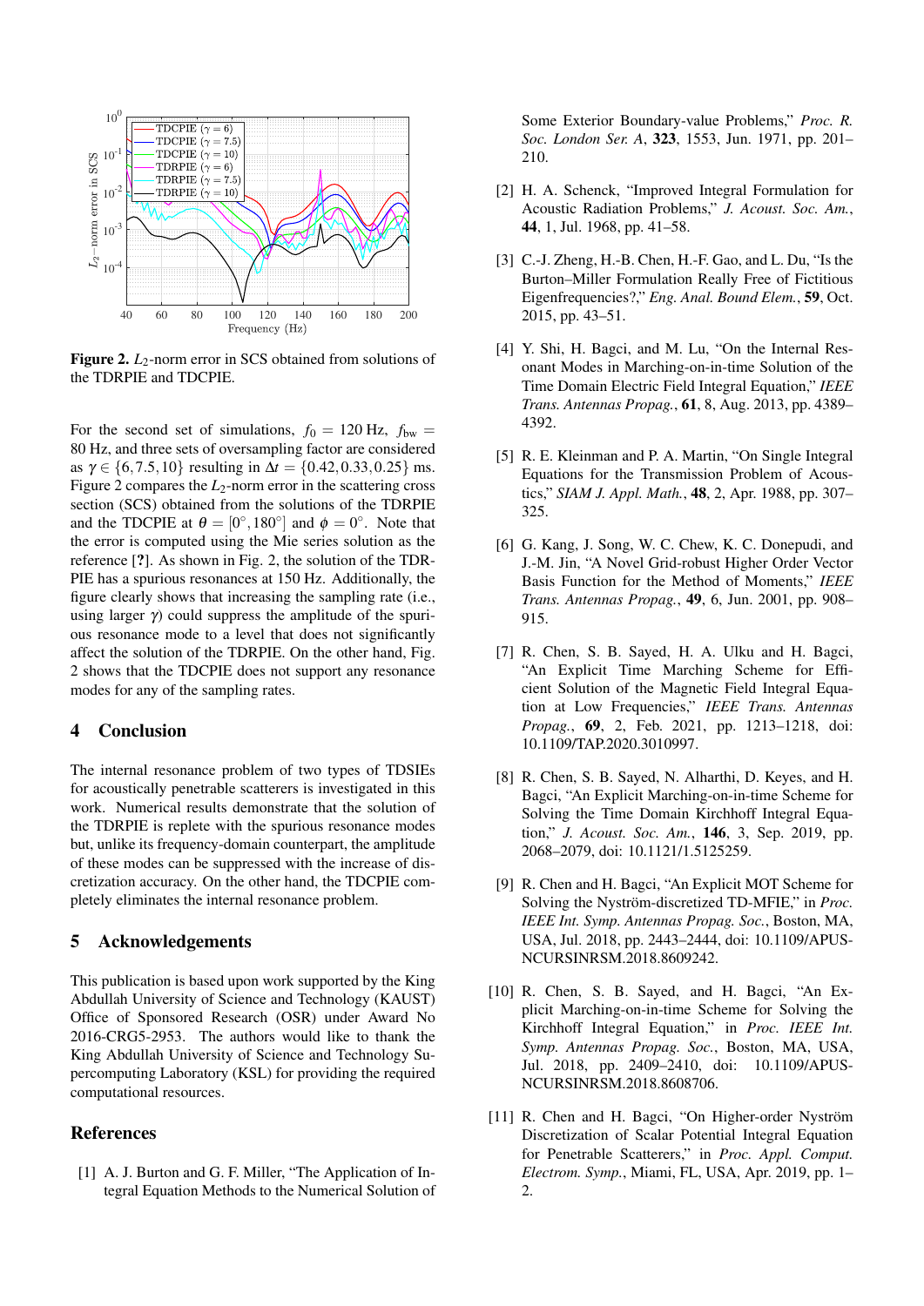**Figure 2.** $L_2$-norm error in SCS obtained from solutions of the TDRPIE and TDCPIE.

For the second set of simulations, $f_0 = 120$ Hz, $f_{\text{bw}} = 80$ Hz, and three sets of oversampling factor are considered as $\gamma \in \{6, 7.5, 10\}$ resulting in $\Delta t = \{0.42, 0.33, 0.25\}$ ms. Figure 2 compares the $L_2$-norm error in the scattering cross section (SCS) obtained from the solutions of the TDRPIE and the TDCPIE at $\theta = [0^\circ, 180^\circ]$ and $\phi = 0^\circ$. Note that the error is computed using the Mie series solution as the reference [?]. As shown in Fig. 2, the solution of the TDRPIE has a spurious resonances at 150 Hz. Additionally, the figure clearly shows that increasing the sampling rate (i.e., using larger $\gamma$) could suppress the amplitude of the spurious resonance mode to a level that does not significantly affect the solution of the TDRPIE. On the other hand, Fig. 2 shows that the TDCPIE does not support any resonance modes for any of the sampling rates.

## 4 Conclusion

The internal resonance problem of two types of TDSIEs for acoustically penetrable scatterers is investigated in this work. Numerical results demonstrate that the solution of the TDRPIE is replete with the spurious resonance modes but, unlike its frequency-domain counterpart, the amplitude of these modes can be suppressed with the increase of discretization accuracy. On the other hand, the TDCPIE completely eliminates the internal resonance problem.

## 5 Acknowledgements

This publication is based upon work supported by the King Abdullah University of Science and Technology (KAUST) Office of Sponsored Research (OSR) under Award No 2016-CRG5-2953. The authors would like to thank the King Abdullah University of Science and Technology Supercomputing Laboratory (KSL) for providing the required computational resources.

## References

[1] A. J. Burton and G. F. Miller, "The Application of Integral Equation Methods to the Numerical Solution of Some Exterior Boundary-value Problems," *Proc. R. Soc. London Ser. A*, **323**, 1553, Jun. 1971, pp. 201–210.

[2] H. A. Schenck, "Improved Integral Formulation for Acoustic Radiation Problems," *J. Acoust. Soc. Am.*, **44**, 1, Jul. 1968, pp. 41–58.

[3] C.-J. Zheng, H.-B. Chen, H.-F. Gao, and L. Du, "Is the Burton–Miller Formulation Really Free of Fictitious Eigenfrequencies?," *Eng. Anal. Bound Elem.*, **59**, Oct. 2015, pp. 43–51.

[4] Y. Shi, H. Bagci, and M. Lu, "On the Internal Resonant Modes in Marching-on-in-time Solution of the Time Domain Electric Field Integral Equation," *IEEE Trans. Antennas Propag.*, **61**, 8, Aug. 2013, pp. 4389–4392.

[5] R. E. Kleinman and P. A. Martin, "On Single Integral Equations for the Transmission Problem of Acoustics," *SIAM J. Appl. Math.*, **48**, 2, Apr. 1988, pp. 307–325.

[6] G. Kang, J. Song, W. C. Chew, K. C. Donepudi, and J.-M. Jin, "A Novel Grid-robust Higher Order Vector Basis Function for the Method of Moments," *IEEE Trans. Antennas Propag.*, **49**, 6, Jun. 2001, pp. 908–915.

[7] R. Chen, S. B. Sayed, H. A. Ulku and H. Bagci, "An Explicit Time Marching Scheme for Efficient Solution of the Magnetic Field Integral Equation at Low Frequencies," *IEEE Trans. Antennas Propag.*, **69**, 2, Feb. 2021, pp. 1213–1218, doi: 10.1109/TAP.2020.3010997.

[8] R. Chen, S. B. Sayed, N. Alharthi, D. Keyes, and H. Bagci, "An Explicit Marching-on-in-time Scheme for Solving the Time Domain Kirchhoff Integral Equation," *J. Acoust. Soc. Am.*, **146**, 3, Sep. 2019, pp. 2068–2079, doi: 10.1121/1.5125259.

[9] R. Chen and H. Bagci, "An Explicit MOT Scheme for Solving the Nyström-discretized TD-MFIE," in *Proc. IEEE Int. Symp. Antennas Propag. Soc.*, Boston, MA, USA, Jul. 2018, pp. 2443–2444, doi: 10.1109/APUSNCURSINRSM.2018.8609242.

[10] R. Chen, S. B. Sayed, and H. Bagci, "An Explicit Marching-on-in-time Scheme for Solving the Kirchhoff Integral Equation," in *Proc. IEEE Int. Symp. Antennas Propag. Soc.*, Boston, MA, USA, Jul. 2018, pp. 2409–2410, doi: 10.1109/APUSNCURSINRSM.2018.8608706.

[11] R. Chen and H. Bagci, "On Higher-order Nyström Discretization of Scalar Potential Integral Equation for Penetrable Scatterers," in *Proc. Appl. Comput. Electrom. Symp.*, Miami, FL, USA, Apr. 2019, pp. 1–2.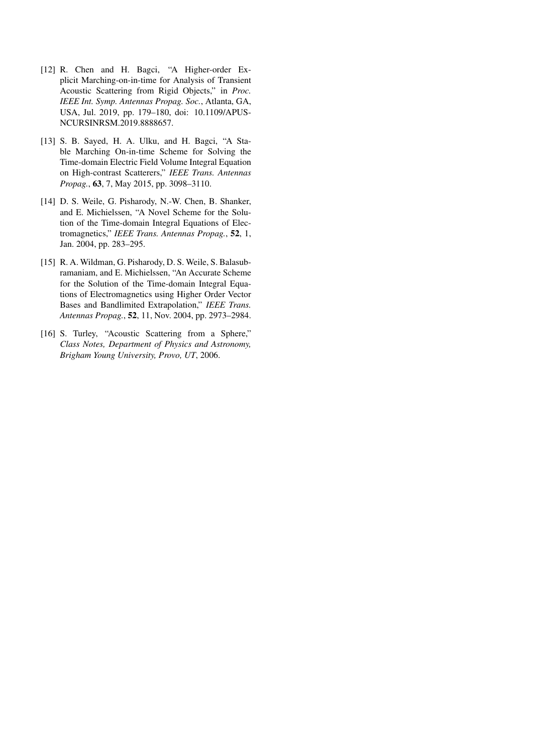[12] R. Chen and H. Bagci, "A Higher-order Explicit Marching-on-in-time for Analysis of Transient Acoustic Scattering from Rigid Objects," in *Proc. IEEE Int. Symp. Antennas Propag. Soc.*, Atlanta, GA, USA, Jul. 2019, pp. 179–180, doi: 10.1109/APUSNCURSINRSM.2019.8888657.

[13] S. B. Sayed, H. A. Ulku, and H. Bagci, "A Stable Marching On-in-time Scheme for Solving the Time-domain Electric Field Volume Integral Equation on High-contrast Scatterers," *IEEE Trans. Antennas Propag.*, **63**, 7, May 2015, pp. 3098–3110.

[14] D. S. Weile, G. Pisharody, N.-W. Chen, B. Shanker, and E. Michielssen, "A Novel Scheme for the Solution of the Time-domain Integral Equations of Electromagnetics," *IEEE Trans. Antennas Propag.*, **52**, 1, Jan. 2004, pp. 283–295.

[15] R. A. Wildman, G. Pisharody, D. S. Weile, S. Balasubramaniam, and E. Michielssen, "An Accurate Scheme for the Solution of the Time-domain Integral Equations of Electromagnetics using Higher Order Vector Bases and Bandlimited Extrapolation," *IEEE Trans. Antennas Propag.*, **52**, 11, Nov. 2004, pp. 2973–2984.

[16] S. Turley, "Acoustic Scattering from a Sphere," *Class Notes, Department of Physics and Astronomy, Brigham Young University, Provo, UT*, 2006.